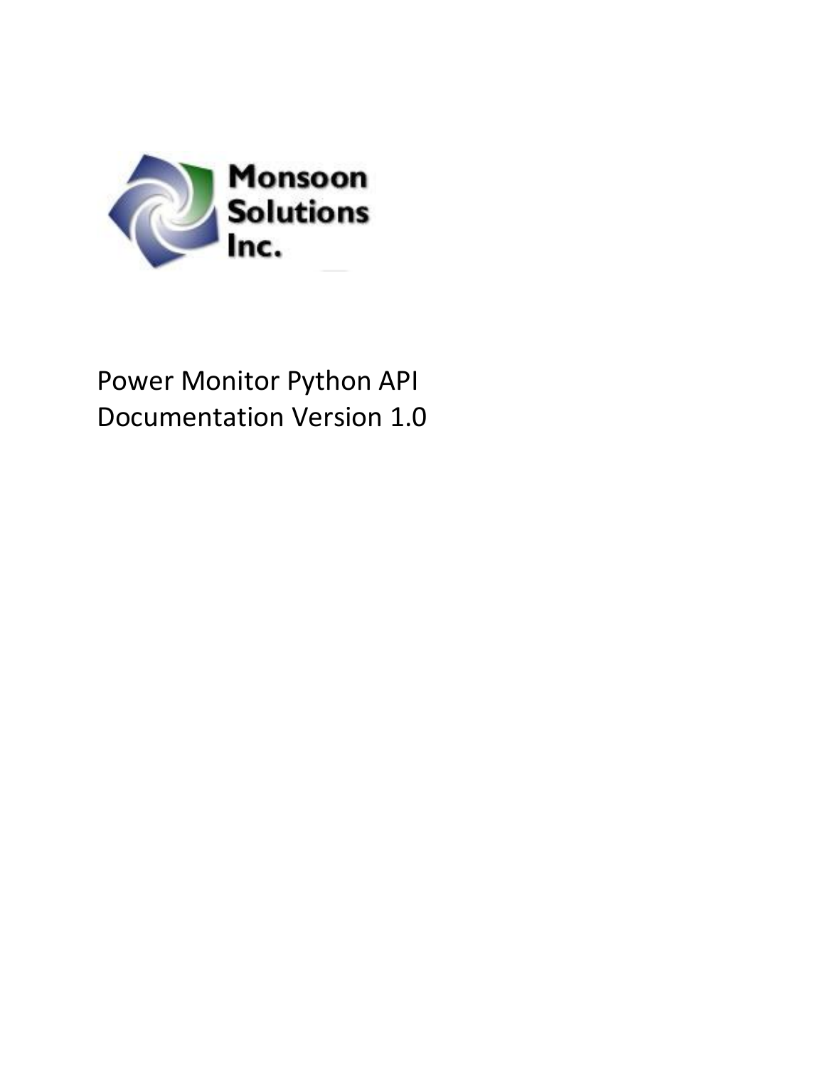Monsoon Solutions Inc.

Power Monitor Python API Documentation Version 1.0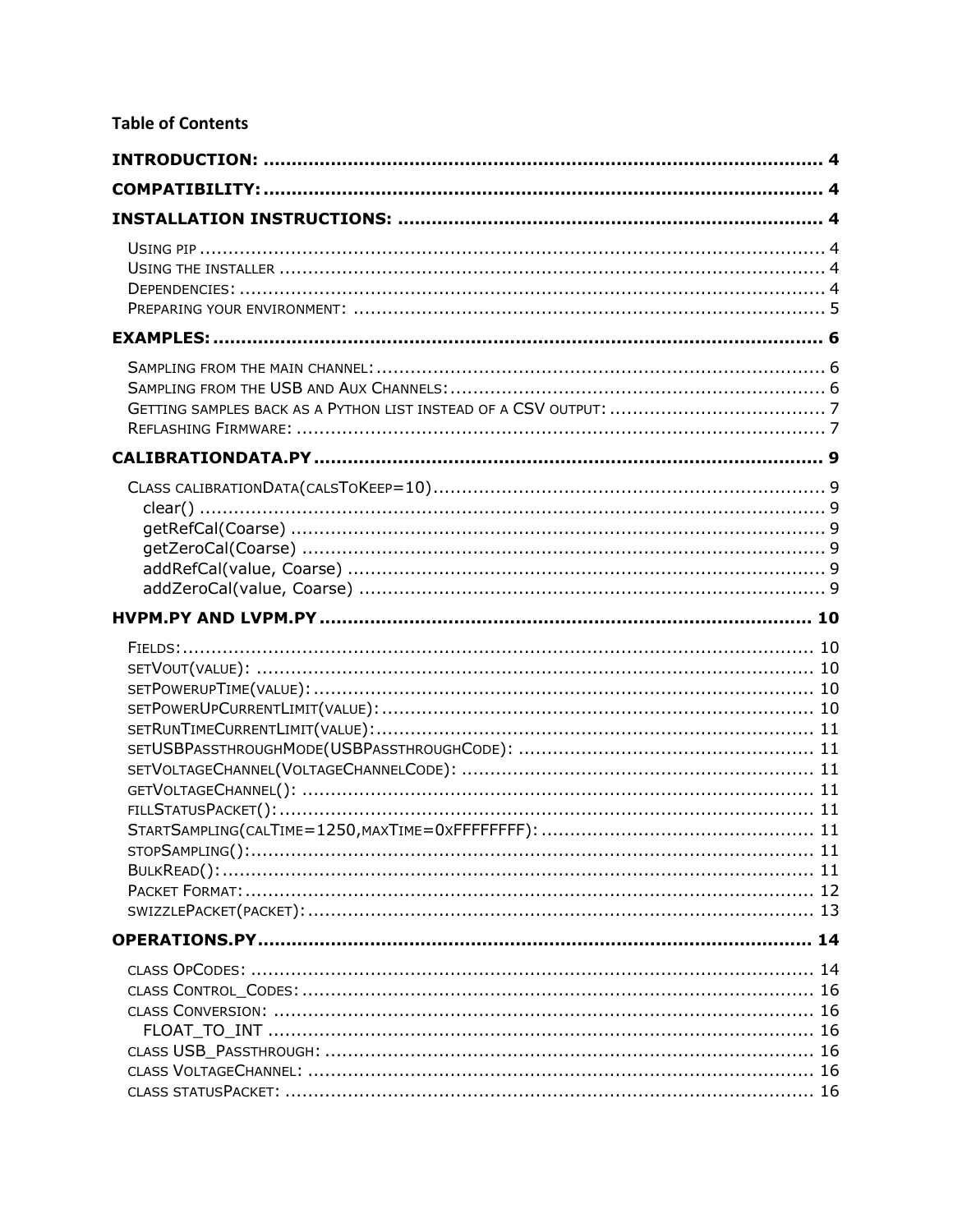**Table of Contents**

**INTRODUCTION:** ........ 4

**COMPATIBILITY:** ........ 4

**INSTALLATION INSTRUCTIONS:** ........ 4

- Using pip ........ 4
- Using the installer ........ 4
- Dependencies: ........ 4
- Preparing your environment: ........ 5

**EXAMPLES:** ........ 6

- Sampling from the main channel: ........ 6
- Sampling from the USB and Aux Channels: ........ 6
- Getting samples back as a Python list instead of a CSV output: ........ 7
- Reflashing Firmware: ........ 7

**CALIBRATIONDATA.PY** ........ 9

- Class calibrationData(calsToKeep=10) ........ 9
  - clear() ........ 9
  - getRefCal(Coarse) ........ 9
  - getZeroCal(Coarse) ........ 9
  - addRefCal(value, Coarse) ........ 9
  - addZeroCal(value, Coarse) ........ 9

**HVPM.PY AND LVPM.PY** ........ 10

- Fields: ........ 10
- setVout(value): ........ 10
- setPowerupTime(value): ........ 10
- setPowerUpCurrentLimit(value): ........ 10
- setRunTimeCurrentLimit(value): ........ 11
- setUSBPassthroughMode(USBPassthroughCode): ........ 11
- setVoltageChannel(VoltageChannelCode): ........ 11
- getVoltageChannel(): ........ 11
- fillStatusPacket(): ........ 11
- StartSampling(calTime=1250,maxTime=0xFFFFFFFF): ........ 11
- stopSampling(): ........ 11
- BulkRead(): ........ 11
- Packet Format: ........ 12
- swizzlePacket(packet): ........ 13

**OPERATIONS.PY** ........ 14

- class OpCodes: ........ 14
- class Control_Codes: ........ 16
- class Conversion: ........ 16
  - FLOAT_TO_INT ........ 16
- class USB_Passthrough: ........ 16
- class VoltageChannel: ........ 16
- class statusPacket: ........ 16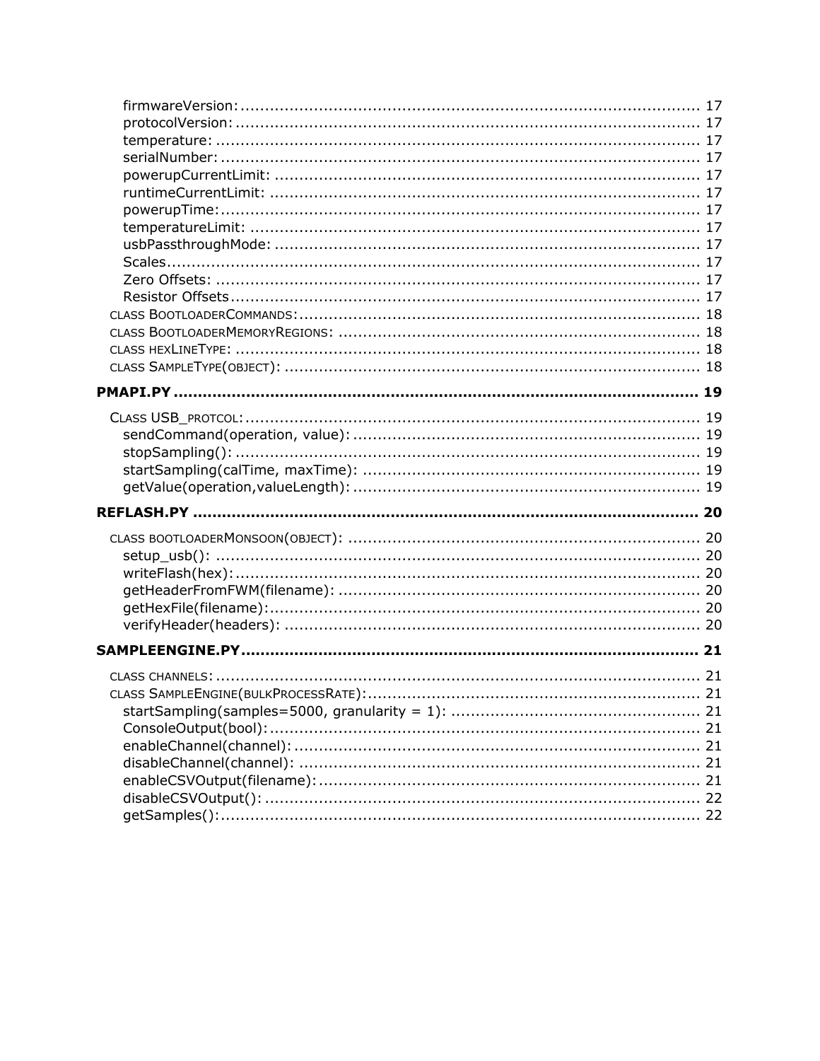firmwareVersion: .......... 17
protocolVersion: .......... 17
temperature: .......... 17
serialNumber: .......... 17
powerupCurrentLimit: .......... 17
runtimeCurrentLimit: .......... 17
powerupTime: .......... 17
temperatureLimit: .......... 17
usbPassthroughMode: .......... 17
Scales .......... 17
Zero Offsets: .......... 17
Resistor Offsets .......... 17

CLASS BOOTLOADERCOMMANDS: .......... 18
CLASS BOOTLOADERMEMORYREGIONS: .......... 18
CLASS HEXLINETYPE: .......... 18
CLASS SAMPLETYPE(OBJECT): .......... 18

**PMAPI.PY .......... 19**

CLASS USB_PROTCOL: .......... 19
sendCommand(operation, value): .......... 19
stopSampling(): .......... 19
startSampling(calTime, maxTime): .......... 19
getValue(operation,valueLength): .......... 19

**REFLASH.PY .......... 20**

CLASS BOOTLOADERMONSOON(OBJECT): .......... 20
setup_usb(): .......... 20
writeFlash(hex): .......... 20
getHeaderFromFWM(filename): .......... 20
getHexFile(filename): .......... 20
verifyHeader(headers): .......... 20

**SAMPLEENGINE.PY .......... 21**

CLASS CHANNELS: .......... 21
CLASS SAMPLEENGINE(BULKPROCESSRATE): .......... 21
startSampling(samples=5000, granularity = 1): .......... 21
ConsoleOutput(bool): .......... 21
enableChannel(channel): .......... 21
disableChannel(channel): .......... 21
enableCSVOutput(filename): .......... 21
disableCSVOutput(): .......... 22
getSamples(): .......... 22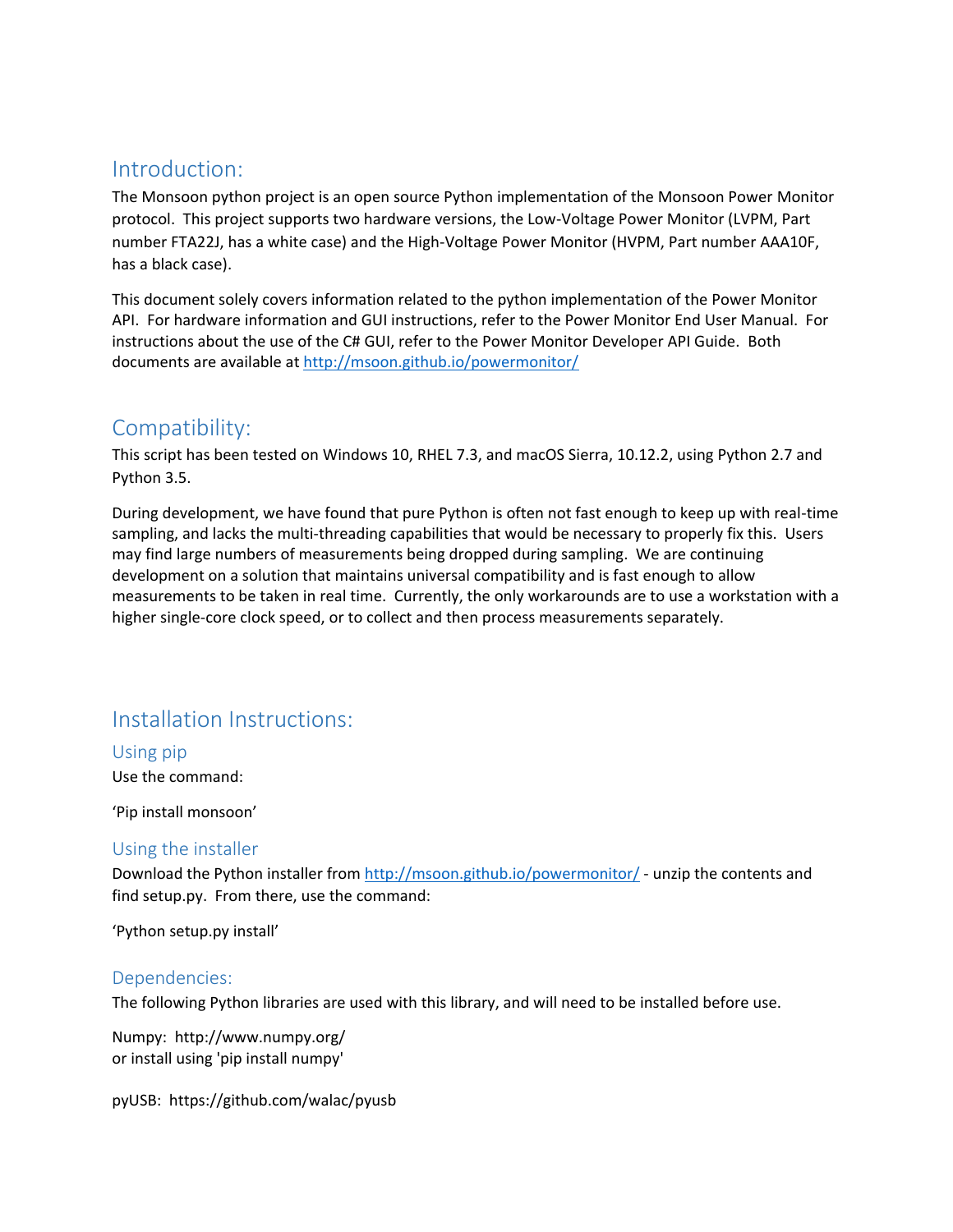## Introduction:

The Monsoon python project is an open source Python implementation of the Monsoon Power Monitor protocol. This project supports two hardware versions, the Low-Voltage Power Monitor (LVPM, Part number FTA22J, has a white case) and the High-Voltage Power Monitor (HVPM, Part number AAA10F, has a black case).

This document solely covers information related to the python implementation of the Power Monitor API. For hardware information and GUI instructions, refer to the Power Monitor End User Manual. For instructions about the use of the C# GUI, refer to the Power Monitor Developer API Guide. Both documents are available at http://msoon.github.io/powermonitor/

## Compatibility:

This script has been tested on Windows 10, RHEL 7.3, and macOS Sierra, 10.12.2, using Python 2.7 and Python 3.5.

During development, we have found that pure Python is often not fast enough to keep up with real-time sampling, and lacks the multi-threading capabilities that would be necessary to properly fix this. Users may find large numbers of measurements being dropped during sampling. We are continuing development on a solution that maintains universal compatibility and is fast enough to allow measurements to be taken in real time. Currently, the only workarounds are to use a workstation with a higher single-core clock speed, or to collect and then process measurements separately.

## Installation Instructions:

### Using pip

Use the command:

'Pip install monsoon'

### Using the installer

Download the Python installer from http://msoon.github.io/powermonitor/ - unzip the contents and find setup.py. From there, use the command:

'Python setup.py install'

### Dependencies:

The following Python libraries are used with this library, and will need to be installed before use.

Numpy: http://www.numpy.org/
or install using 'pip install numpy'

pyUSB: https://github.com/walac/pyusb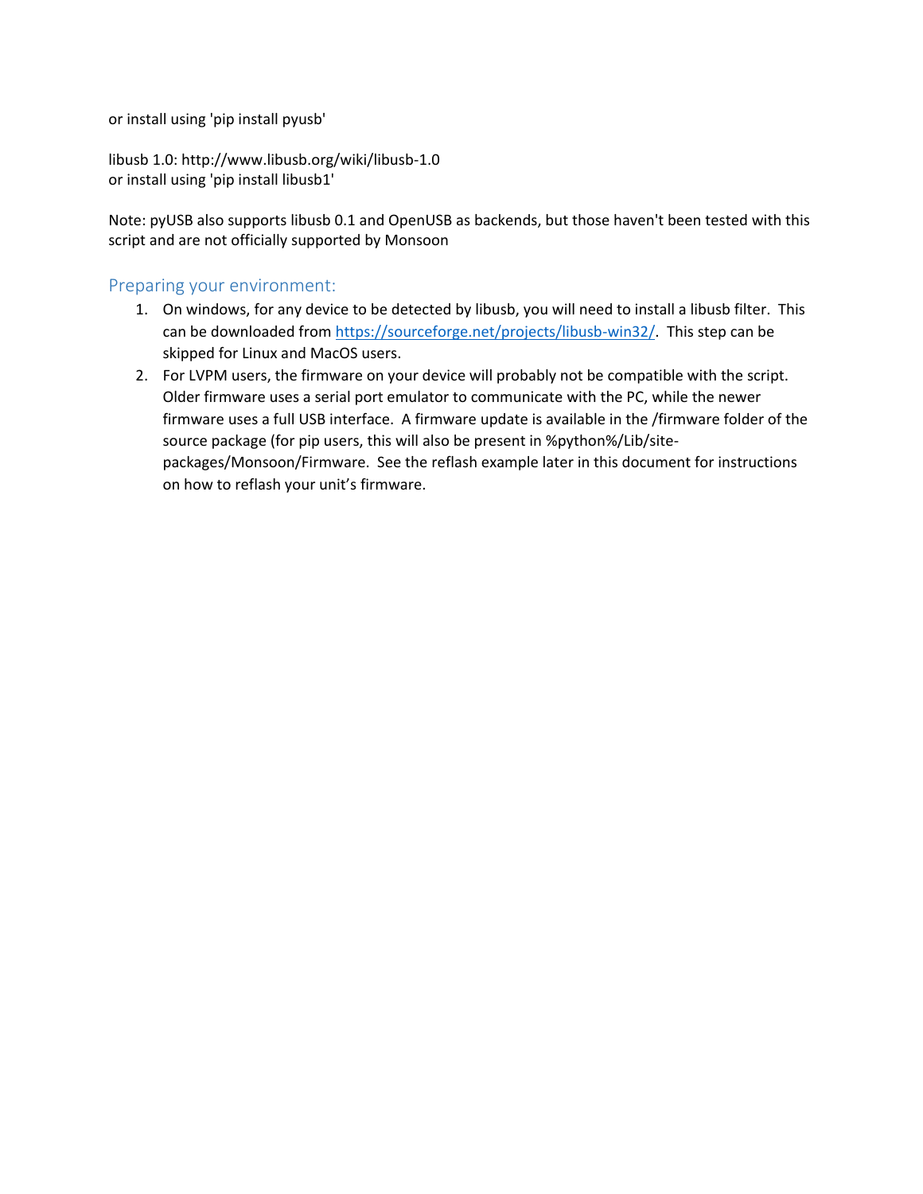or install using 'pip install pyusb'

libusb 1.0: http://www.libusb.org/wiki/libusb-1.0
or install using 'pip install libusb1'

Note: pyUSB also supports libusb 0.1 and OpenUSB as backends, but those haven't been tested with this script and are not officially supported by Monsoon

## Preparing your environment:

1. On windows, for any device to be detected by libusb, you will need to install a libusb filter. This can be downloaded from [https://sourceforge.net/projects/libusb-win32/](https://sourceforge.net/projects/libusb-win32/). This step can be skipped for Linux and MacOS users.
2. For LVPM users, the firmware on your device will probably not be compatible with the script. Older firmware uses a serial port emulator to communicate with the PC, while the newer firmware uses a full USB interface. A firmware update is available in the /firmware folder of the source package (for pip users, this will also be present in %python%/Lib/site-packages/Monsoon/Firmware. See the reflash example later in this document for instructions on how to reflash your unit's firmware.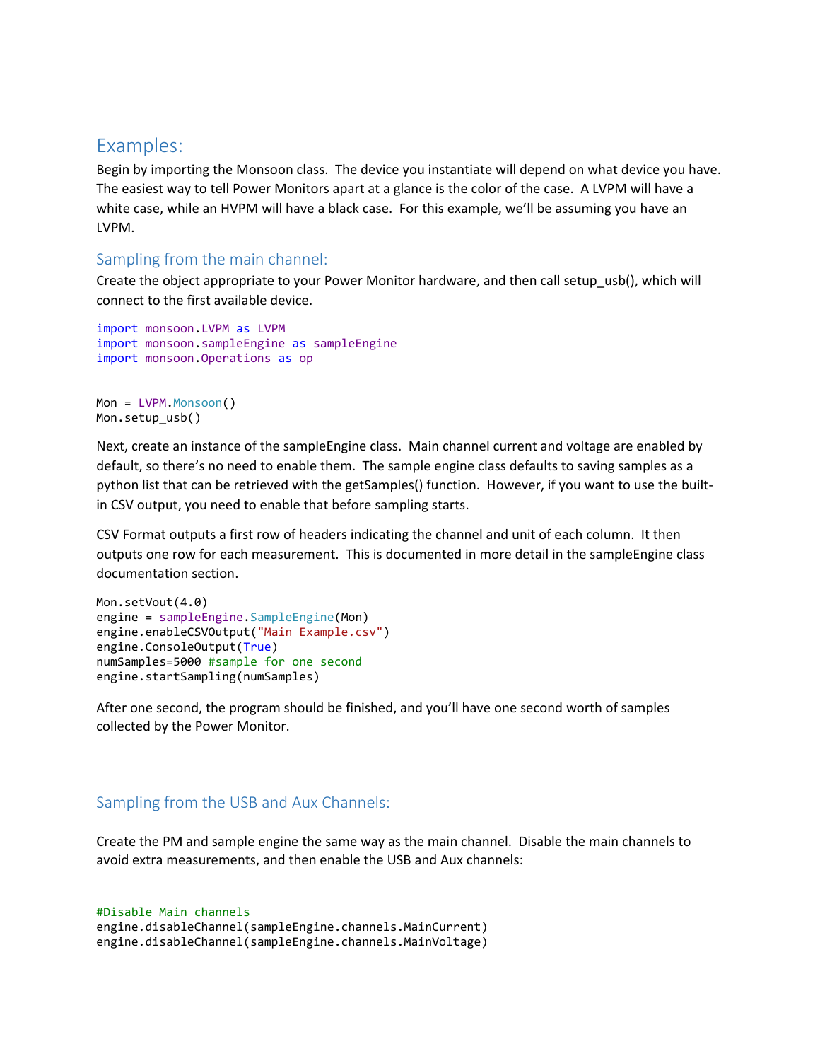## Examples:

Begin by importing the Monsoon class. The device you instantiate will depend on what device you have. The easiest way to tell Power Monitors apart at a glance is the color of the case. A LVPM will have a white case, while an HVPM will have a black case. For this example, we'll be assuming you have an LVPM.

### Sampling from the main channel:

Create the object appropriate to your Power Monitor hardware, and then call setup_usb(), which will connect to the first available device.

```
import monsoon.LVPM as LVPM
import monsoon.sampleEngine as sampleEngine
import monsoon.Operations as op


Mon = LVPM.Monsoon()
Mon.setup_usb()
```

Next, create an instance of the sampleEngine class. Main channel current and voltage are enabled by default, so there's no need to enable them. The sample engine class defaults to saving samples as a python list that can be retrieved with the getSamples() function. However, if you want to use the built-in CSV output, you need to enable that before sampling starts.

CSV Format outputs a first row of headers indicating the channel and unit of each column. It then outputs one row for each measurement. This is documented in more detail in the sampleEngine class documentation section.

```
Mon.setVout(4.0)
engine = sampleEngine.SampleEngine(Mon)
engine.enableCSVOutput("Main Example.csv")
engine.ConsoleOutput(True)
numSamples=5000 #sample for one second
engine.startSampling(numSamples)
```

After one second, the program should be finished, and you'll have one second worth of samples collected by the Power Monitor.

### Sampling from the USB and Aux Channels:

Create the PM and sample engine the same way as the main channel. Disable the main channels to avoid extra measurements, and then enable the USB and Aux channels:

```
#Disable Main channels
engine.disableChannel(sampleEngine.channels.MainCurrent)
engine.disableChannel(sampleEngine.channels.MainVoltage)
```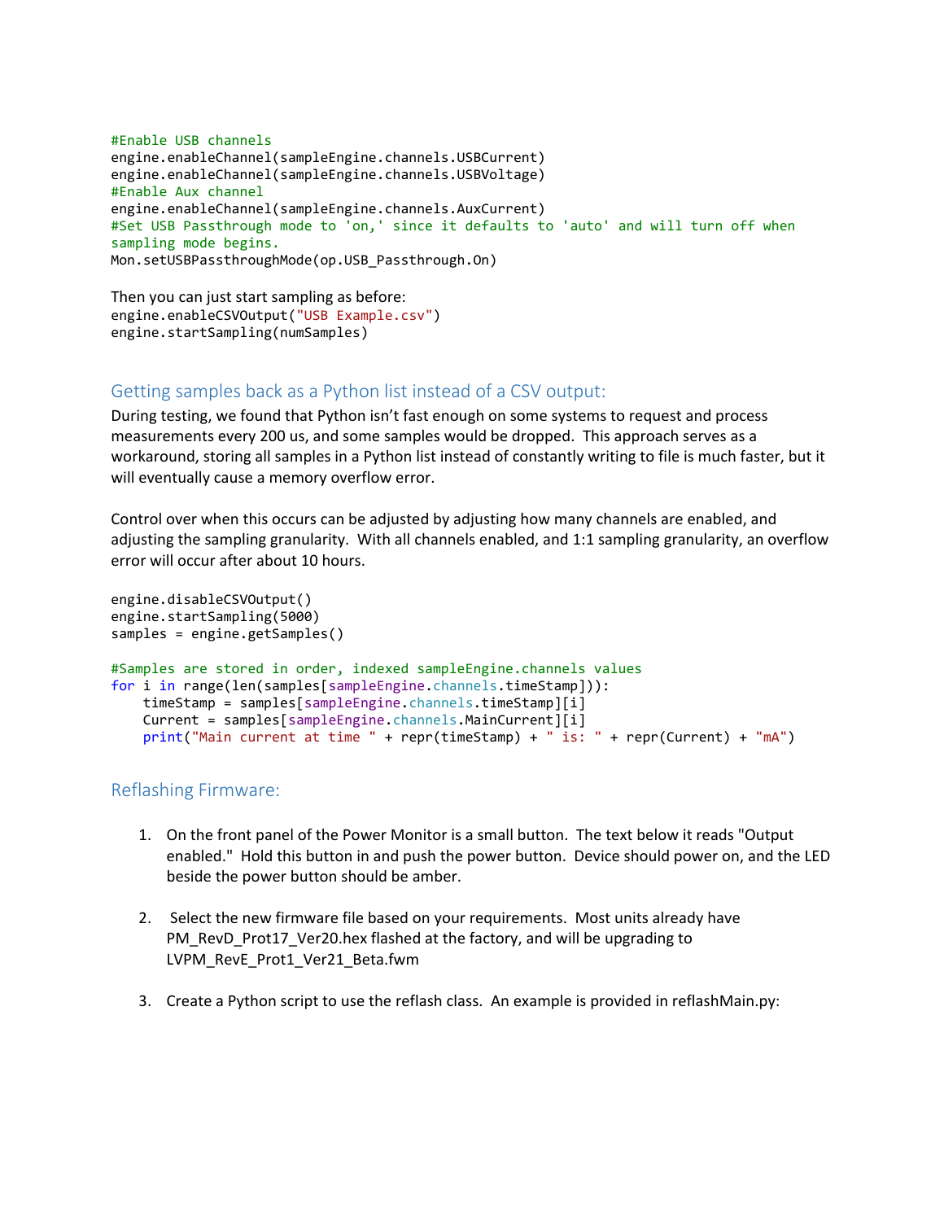```
#Enable USB channels
engine.enableChannel(sampleEngine.channels.USBCurrent)
engine.enableChannel(sampleEngine.channels.USBVoltage)
#Enable Aux channel
engine.enableChannel(sampleEngine.channels.AuxCurrent)
#Set USB Passthrough mode to 'on,' since it defaults to 'auto' and will turn off when sampling mode begins.
Mon.setUSBPassthroughMode(op.USB_Passthrough.On)
```

Then you can just start sampling as before:

```
engine.enableCSVOutput("USB Example.csv")
engine.startSampling(numSamples)
```

## Getting samples back as a Python list instead of a CSV output:

During testing, we found that Python isn't fast enough on some systems to request and process measurements every 200 us, and some samples would be dropped. This approach serves as a workaround, storing all samples in a Python list instead of constantly writing to file is much faster, but it will eventually cause a memory overflow error.

Control over when this occurs can be adjusted by adjusting how many channels are enabled, and adjusting the sampling granularity. With all channels enabled, and 1:1 sampling granularity, an overflow error will occur after about 10 hours.

```
engine.disableCSVOutput()
engine.startSampling(5000)
samples = engine.getSamples()

#Samples are stored in order, indexed sampleEngine.channels values
for i in range(len(samples[sampleEngine.channels.timeStamp])):
    timeStamp = samples[sampleEngine.channels.timeStamp][i]
    Current = samples[sampleEngine.channels.MainCurrent][i]
    print("Main current at time " + repr(timeStamp) + " is: " + repr(Current) + "mA")
```

## Reflashing Firmware:

1. On the front panel of the Power Monitor is a small button. The text below it reads "Output enabled." Hold this button in and push the power button. Device should power on, and the LED beside the power button should be amber.

2. Select the new firmware file based on your requirements. Most units already have PM_RevD_Prot17_Ver20.hex flashed at the factory, and will be upgrading to LVPM_RevE_Prot1_Ver21_Beta.fwm

3. Create a Python script to use the reflash class. An example is provided in reflashMain.py: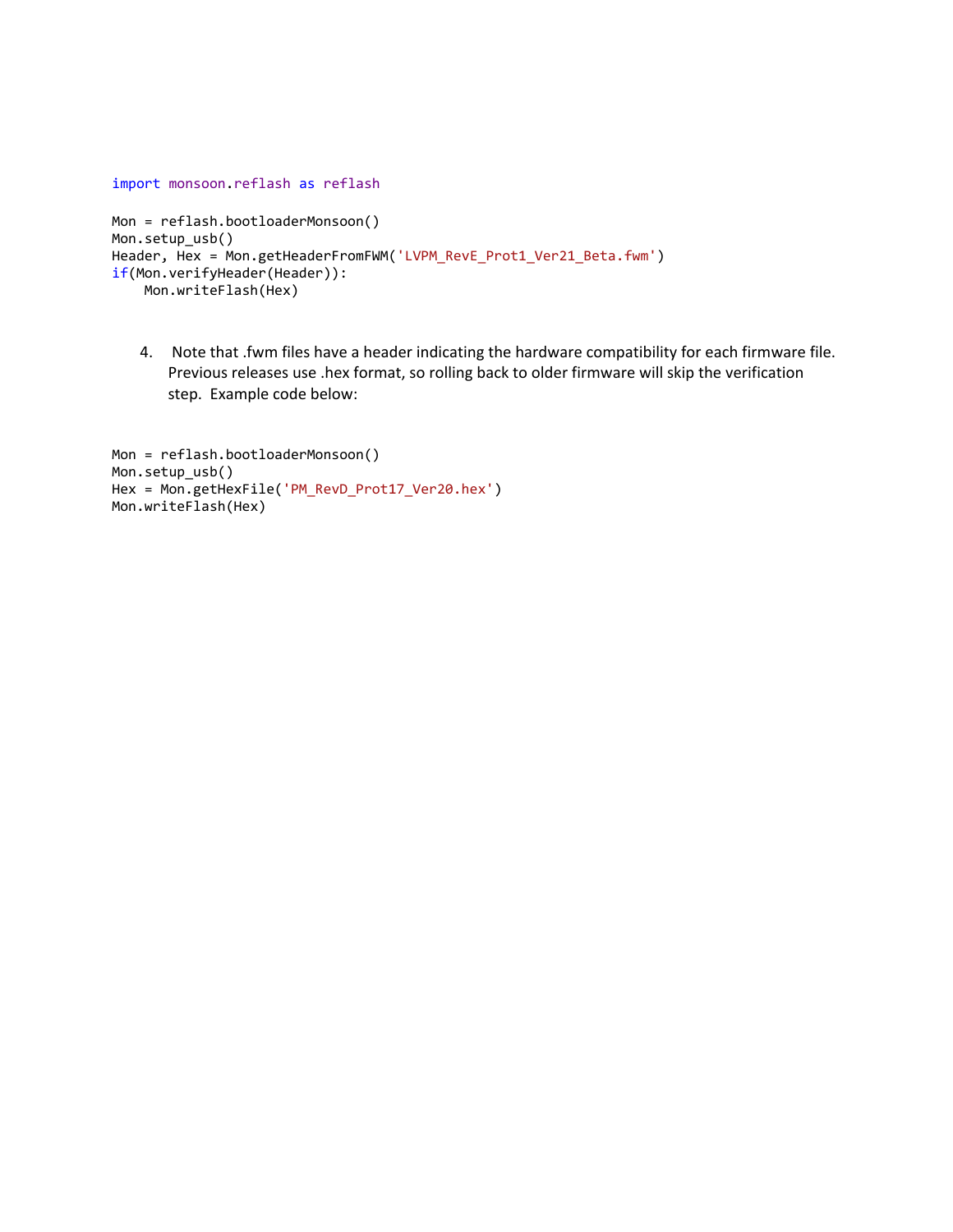```
import monsoon.reflash as reflash

Mon = reflash.bootloaderMonsoon()
Mon.setup_usb()
Header, Hex = Mon.getHeaderFromFWM('LVPM_RevE_Prot1_Ver21_Beta.fwm')
if(Mon.verifyHeader(Header)):
    Mon.writeFlash(Hex)
```

4. Note that .fwm files have a header indicating the hardware compatibility for each firmware file. Previous releases use .hex format, so rolling back to older firmware will skip the verification step. Example code below:

```
Mon = reflash.bootloaderMonsoon()
Mon.setup_usb()
Hex = Mon.getHexFile('PM_RevD_Prot17_Ver20.hex')
Mon.writeFlash(Hex)
```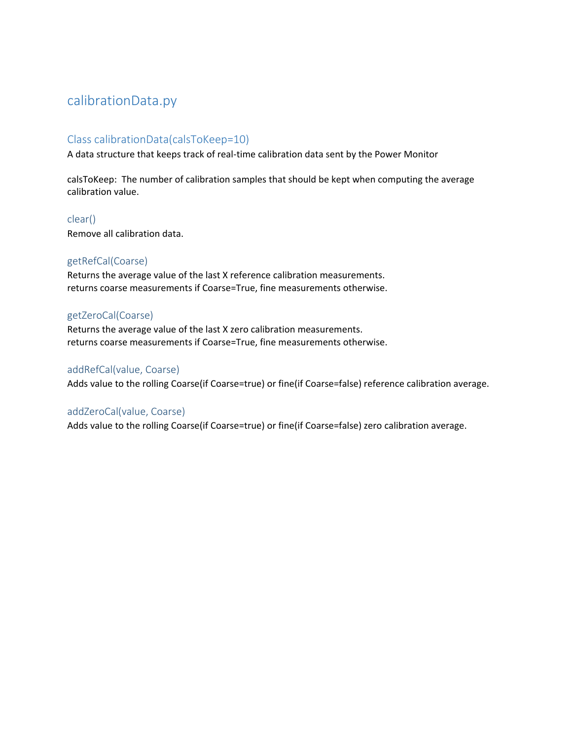# calibrationData.py

## Class calibrationData(calsToKeep=10)

A data structure that keeps track of real-time calibration data sent by the Power Monitor

calsToKeep: The number of calibration samples that should be kept when computing the average calibration value.

### clear()

Remove all calibration data.

### getRefCal(Coarse)

Returns the average value of the last X reference calibration measurements.
returns coarse measurements if Coarse=True, fine measurements otherwise.

### getZeroCal(Coarse)

Returns the average value of the last X zero calibration measurements.
returns coarse measurements if Coarse=True, fine measurements otherwise.

### addRefCal(value, Coarse)

Adds value to the rolling Coarse(if Coarse=true) or fine(if Coarse=false) reference calibration average.

### addZeroCal(value, Coarse)

Adds value to the rolling Coarse(if Coarse=true) or fine(if Coarse=false) zero calibration average.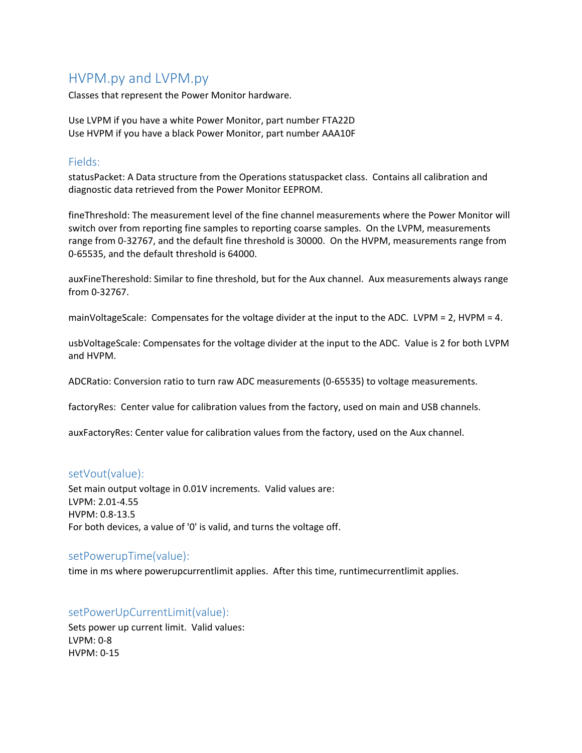# HVPM.py and LVPM.py

Classes that represent the Power Monitor hardware.

Use LVPM if you have a white Power Monitor, part number FTA22D
Use HVPM if you have a black Power Monitor, part number AAA10F

## Fields:

statusPacket: A Data structure from the Operations statuspacket class. Contains all calibration and diagnostic data retrieved from the Power Monitor EEPROM.

fineThreshold: The measurement level of the fine channel measurements where the Power Monitor will switch over from reporting fine samples to reporting coarse samples. On the LVPM, measurements range from 0-32767, and the default fine threshold is 30000. On the HVPM, measurements range from 0-65535, and the default threshold is 64000.

auxFineThereshold: Similar to fine threshold, but for the Aux channel. Aux measurements always range from 0-32767.

mainVoltageScale: Compensates for the voltage divider at the input to the ADC. LVPM = 2, HVPM = 4.

usbVoltageScale: Compensates for the voltage divider at the input to the ADC. Value is 2 for both LVPM and HVPM.

ADCRatio: Conversion ratio to turn raw ADC measurements (0-65535) to voltage measurements.

factoryRes: Center value for calibration values from the factory, used on main and USB channels.

auxFactoryRes: Center value for calibration values from the factory, used on the Aux channel.

## setVout(value):

Set main output voltage in 0.01V increments. Valid values are:
LVPM: 2.01-4.55
HVPM: 0.8-13.5
For both devices, a value of '0' is valid, and turns the voltage off.

## setPowerupTime(value):

time in ms where powerupcurrentlimit applies. After this time, runtimecurrentlimit applies.

## setPowerUpCurrentLimit(value):

Sets power up current limit. Valid values:
LVPM: 0-8
HVPM: 0-15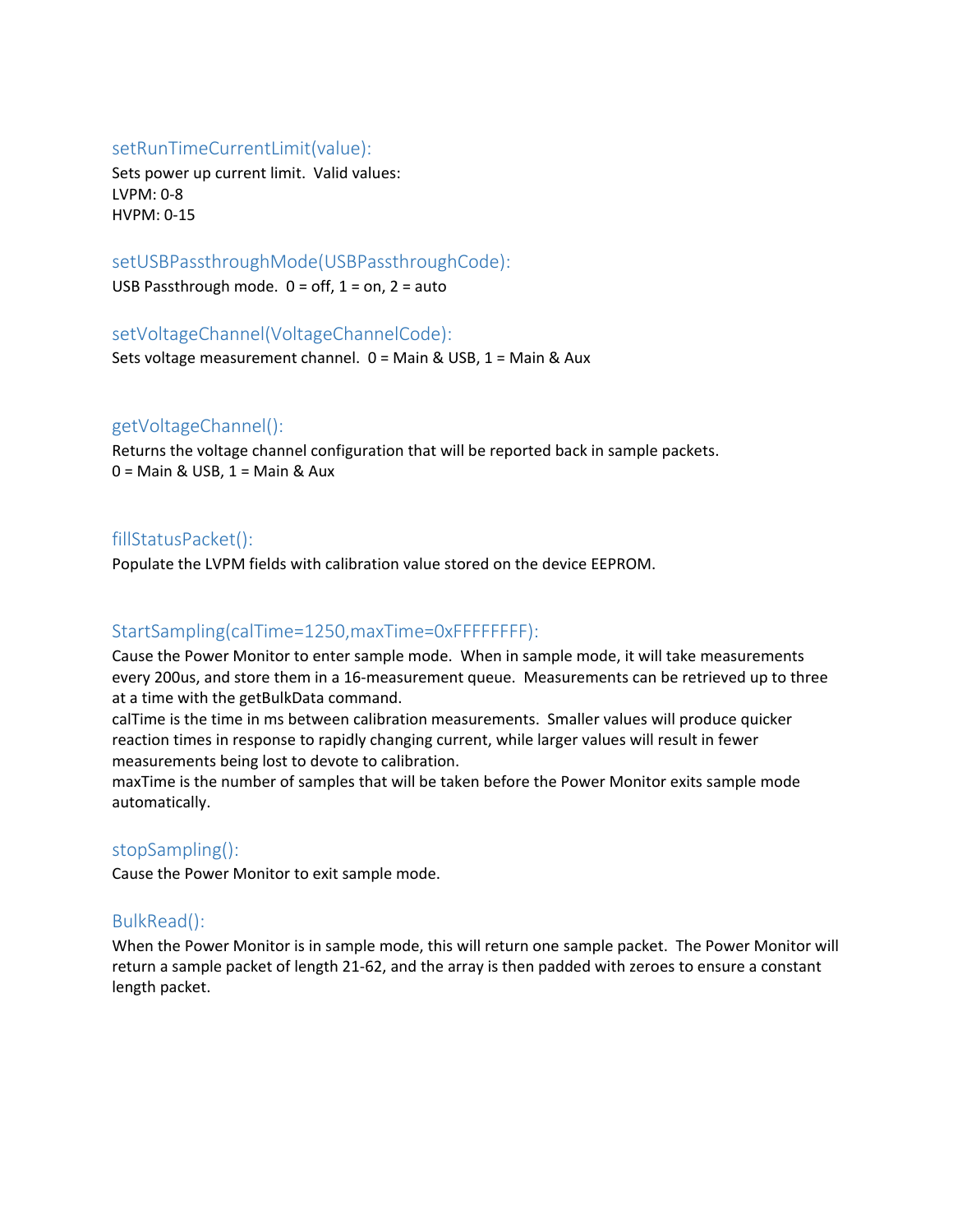### setRunTimeCurrentLimit(value):

Sets power up current limit.  Valid values:
LVPM: 0-8
HVPM: 0-15

### setUSBPassthroughMode(USBPassthroughCode):

USB Passthrough mode.  0 = off, 1 = on, 2 = auto

### setVoltageChannel(VoltageChannelCode):

Sets voltage measurement channel.  0 = Main & USB, 1 = Main & Aux

### getVoltageChannel():

Returns the voltage channel configuration that will be reported back in sample packets.
0 = Main & USB, 1 = Main & Aux

### fillStatusPacket():

Populate the LVPM fields with calibration value stored on the device EEPROM.

### StartSampling(calTime=1250,maxTime=0xFFFFFFFF):

Cause the Power Monitor to enter sample mode.  When in sample mode, it will take measurements every 200us, and store them in a 16-measurement queue.  Measurements can be retrieved up to three at a time with the getBulkData command.
calTime is the time in ms between calibration measurements.  Smaller values will produce quicker reaction times in response to rapidly changing current, while larger values will result in fewer measurements being lost to devote to calibration.
maxTime is the number of samples that will be taken before the Power Monitor exits sample mode automatically.

### stopSampling():

Cause the Power Monitor to exit sample mode.

### BulkRead():

When the Power Monitor is in sample mode, this will return one sample packet.  The Power Monitor will return a sample packet of length 21-62, and the array is then padded with zeroes to ensure a constant length packet.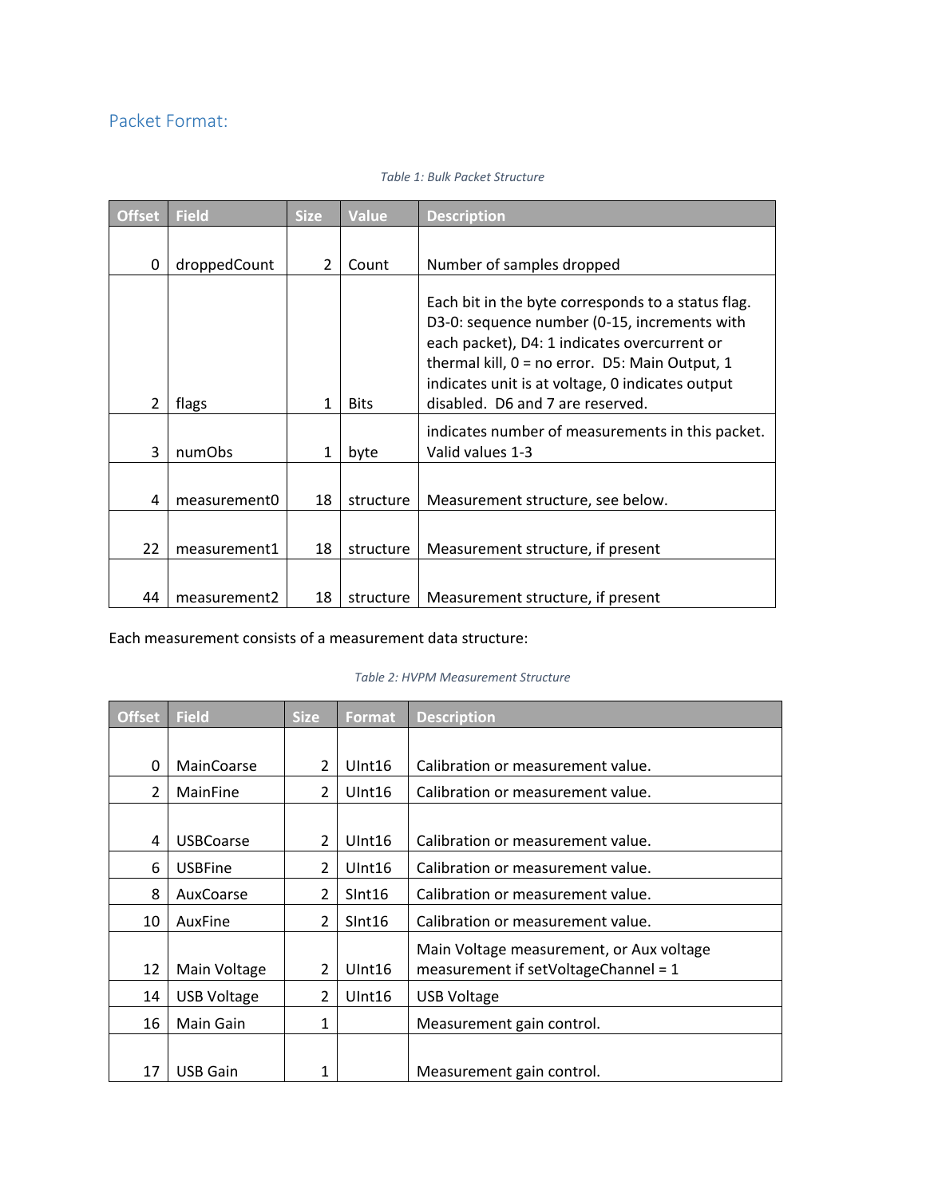## Packet Format:

*Table 1: Bulk Packet Structure*

| Offset | Field | Size | Value | Description |
| --- | --- | --- | --- | --- |
| 0 | droppedCount | 2 | Count | Number of samples dropped |
| 2 | flags | 1 | Bits | Each bit in the byte corresponds to a status flag. D3-0: sequence number (0-15, increments with each packet), D4: 1 indicates overcurrent or thermal kill, 0 = no error. D5: Main Output, 1 indicates unit is at voltage, 0 indicates output disabled. D6 and 7 are reserved. |
| 3 | numObs | 1 | byte | indicates number of measurements in this packet. Valid values 1-3 |
| 4 | measurement0 | 18 | structure | Measurement structure, see below. |
| 22 | measurement1 | 18 | structure | Measurement structure, if present |
| 44 | measurement2 | 18 | structure | Measurement structure, if present |

Each measurement consists of a measurement data structure:

*Table 2: HVPM Measurement Structure*

| Offset | Field | Size | Format | Description |
| --- | --- | --- | --- | --- |
| 0 | MainCoarse | 2 | UInt16 | Calibration or measurement value. |
| 2 | MainFine | 2 | UInt16 | Calibration or measurement value. |
| 4 | USBCoarse | 2 | UInt16 | Calibration or measurement value. |
| 6 | USBFine | 2 | UInt16 | Calibration or measurement value. |
| 8 | AuxCoarse | 2 | SInt16 | Calibration or measurement value. |
| 10 | AuxFine | 2 | SInt16 | Calibration or measurement value. |
| 12 | Main Voltage | 2 | UInt16 | Main Voltage measurement, or Aux voltage measurement if setVoltageChannel = 1 |
| 14 | USB Voltage | 2 | UInt16 | USB Voltage |
| 16 | Main Gain | 1 | | Measurement gain control. |
| 17 | USB Gain | 1 | | Measurement gain control. |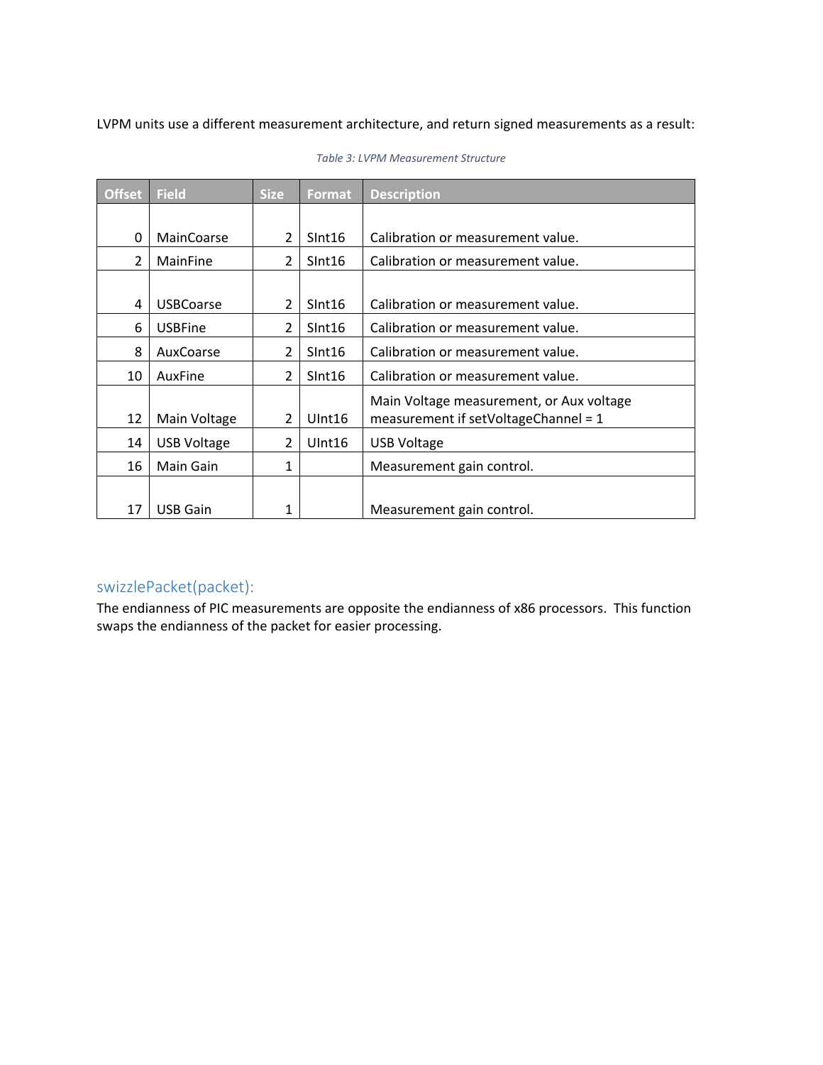LVPM units use a different measurement architecture, and return signed measurements as a result:

*Table 3: LVPM Measurement Structure*

| Offset | Field | Size | Format | Description |
|---|---|---|---|---|
| 0 | MainCoarse | 2 | SInt16 | Calibration or measurement value. |
| 2 | MainFine | 2 | SInt16 | Calibration or measurement value. |
| 4 | USBCoarse | 2 | SInt16 | Calibration or measurement value. |
| 6 | USBFine | 2 | SInt16 | Calibration or measurement value. |
| 8 | AuxCoarse | 2 | SInt16 | Calibration or measurement value. |
| 10 | AuxFine | 2 | SInt16 | Calibration or measurement value. |
| 12 | Main Voltage | 2 | UInt16 | Main Voltage measurement, or Aux voltage measurement if setVoltageChannel = 1 |
| 14 | USB Voltage | 2 | UInt16 | USB Voltage |
| 16 | Main Gain | 1 | | Measurement gain control. |
| 17 | USB Gain | 1 | | Measurement gain control. |

## swizzlePacket(packet):

The endianness of PIC measurements are opposite the endianness of x86 processors. This function swaps the endianness of the packet for easier processing.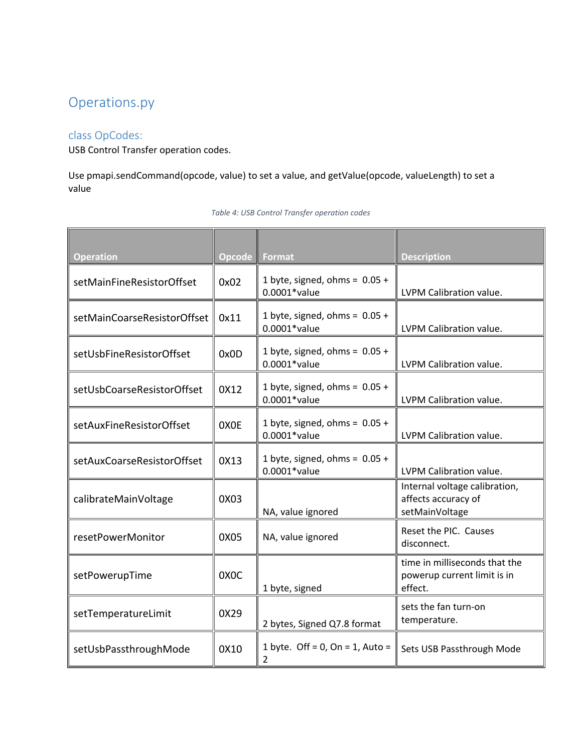## Operations.py

### class OpCodes:

USB Control Transfer operation codes.

Use pmapi.sendCommand(opcode, value) to set a value, and getValue(opcode, valueLength) to set a value

*Table 4: USB Control Transfer operation codes*

| Operation | Opcode | Format | Description |
|---|---|---|---|
| setMainFineResistorOffset | 0x02 | 1 byte, signed, ohms = 0.05 + 0.0001*value | LVPM Calibration value. |
| setMainCoarseResistorOffset | 0x11 | 1 byte, signed, ohms = 0.05 + 0.0001*value | LVPM Calibration value. |
| setUsbFineResistorOffset | 0x0D | 1 byte, signed, ohms = 0.05 + 0.0001*value | LVPM Calibration value. |
| setUsbCoarseResistorOffset | 0X12 | 1 byte, signed, ohms = 0.05 + 0.0001*value | LVPM Calibration value. |
| setAuxFineResistorOffset | 0X0E | 1 byte, signed, ohms = 0.05 + 0.0001*value | LVPM Calibration value. |
| setAuxCoarseResistorOffset | 0X13 | 1 byte, signed, ohms = 0.05 + 0.0001*value | LVPM Calibration value. |
| calibrateMainVoltage | 0X03 | NA, value ignored | Internal voltage calibration, affects accuracy of setMainVoltage |
| resetPowerMonitor | 0X05 | NA, value ignored | Reset the PIC. Causes disconnect. |
| setPowerupTime | 0X0C | 1 byte, signed | time in milliseconds that the powerup current limit is in effect. |
| setTemperatureLimit | 0X29 | 2 bytes, Signed Q7.8 format | sets the fan turn-on temperature. |
| setUsbPassthroughMode | 0X10 | 1 byte. Off = 0, On = 1, Auto = 2 | Sets USB Passthrough Mode |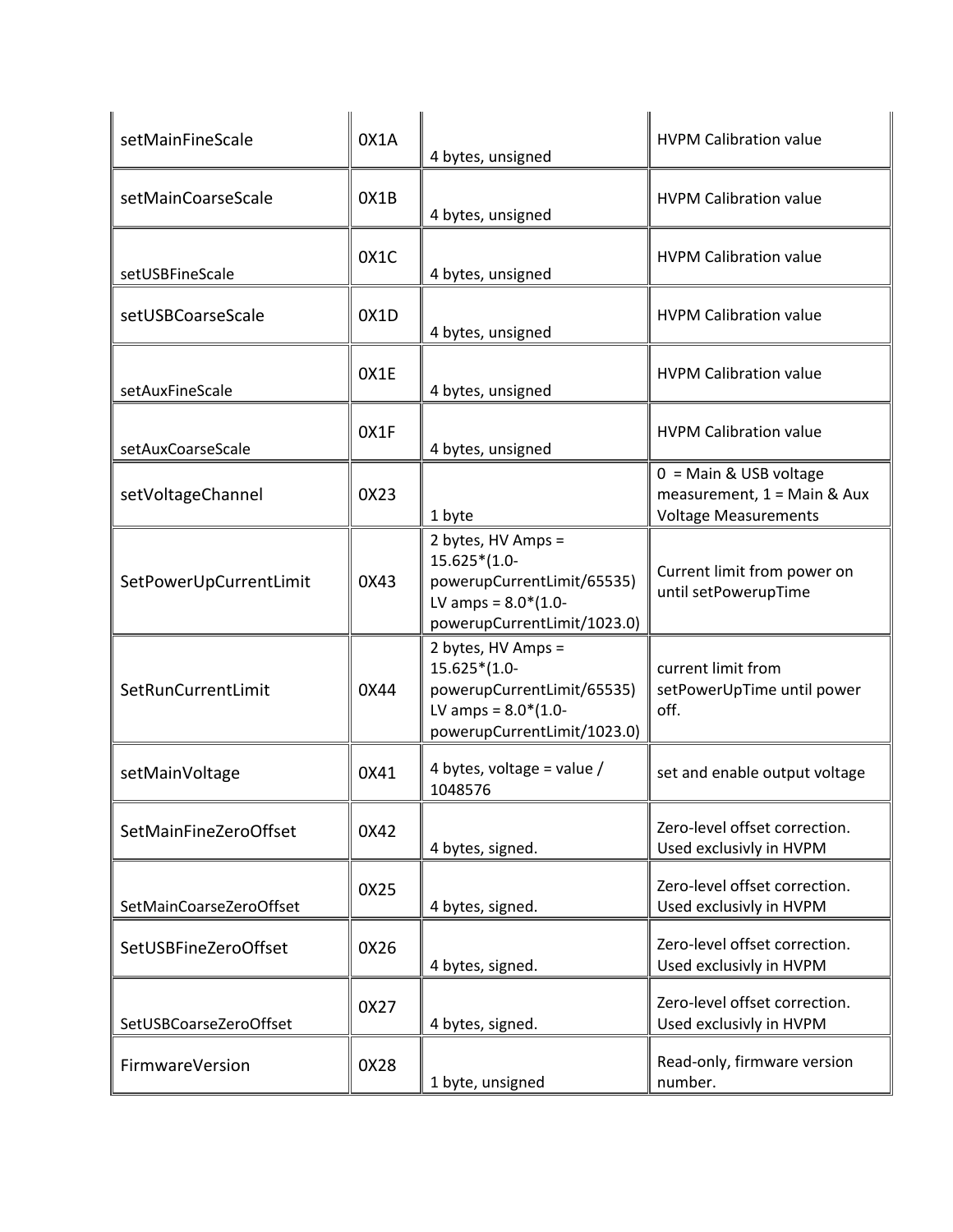| | | | |
|---|---|---|---|
| setMainFineScale | 0X1A | 4 bytes, unsigned | HVPM Calibration value |
| setMainCoarseScale | 0X1B | 4 bytes, unsigned | HVPM Calibration value |
| setUSBFineScale | 0X1C | 4 bytes, unsigned | HVPM Calibration value |
| setUSBCoarseScale | 0X1D | 4 bytes, unsigned | HVPM Calibration value |
| setAuxFineScale | 0X1E | 4 bytes, unsigned | HVPM Calibration value |
| setAuxCoarseScale | 0X1F | 4 bytes, unsigned | HVPM Calibration value |
| setVoltageChannel | 0X23 | 1 byte | 0 = Main & USB voltage measurement, 1 = Main & Aux Voltage Measurements |
| SetPowerUpCurrentLimit | 0X43 | 2 bytes, HV Amps = 15.625*(1.0-powerupCurrentLimit/65535) LV amps = 8.0*(1.0-powerupCurrentLimit/1023.0) | Current limit from power on until setPowerupTime |
| SetRunCurrentLimit | 0X44 | 2 bytes, HV Amps = 15.625*(1.0-powerupCurrentLimit/65535) LV amps = 8.0*(1.0-powerupCurrentLimit/1023.0) | current limit from setPowerUpTime until power off. |
| setMainVoltage | 0X41 | 4 bytes, voltage = value / 1048576 | set and enable output voltage |
| SetMainFineZeroOffset | 0X42 | 4 bytes, signed. | Zero-level offset correction. Used exclusivly in HVPM |
| SetMainCoarseZeroOffset | 0X25 | 4 bytes, signed. | Zero-level offset correction. Used exclusivly in HVPM |
| SetUSBFineZeroOffset | 0X26 | 4 bytes, signed. | Zero-level offset correction. Used exclusivly in HVPM |
| SetUSBCoarseZeroOffset | 0X27 | 4 bytes, signed. | Zero-level offset correction. Used exclusivly in HVPM |
| FirmwareVersion | 0X28 | 1 byte, unsigned | Read-only, firmware version number. |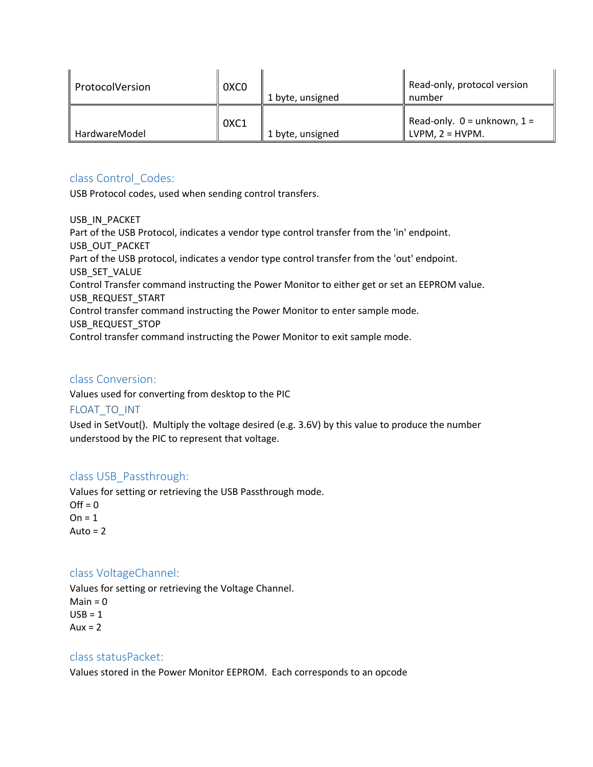| | | | |
|---|---|---|---|
| ProtocolVersion | 0XC0 | 1 byte, unsigned | Read-only, protocol version number |
| HardwareModel | 0XC1 | 1 byte, unsigned | Read-only. 0 = unknown, 1 = LVPM, 2 = HVPM. |

## class Control_Codes:

USB Protocol codes, used when sending control transfers.

USB_IN_PACKET
Part of the USB Protocol, indicates a vendor type control transfer from the 'in' endpoint.
USB_OUT_PACKET
Part of the USB protocol, indicates a vendor type control transfer from the 'out' endpoint.
USB_SET_VALUE
Control Transfer command instructing the Power Monitor to either get or set an EEPROM value.
USB_REQUEST_START
Control transfer command instructing the Power Monitor to enter sample mode.
USB_REQUEST_STOP
Control transfer command instructing the Power Monitor to exit sample mode.

## class Conversion:

Values used for converting from desktop to the PIC

### FLOAT_TO_INT

Used in SetVout(). Multiply the voltage desired (e.g. 3.6V) by this value to produce the number understood by the PIC to represent that voltage.

## class USB_Passthrough:

Values for setting or retrieving the USB Passthrough mode.
Off = 0
On = 1
Auto = 2

## class VoltageChannel:

Values for setting or retrieving the Voltage Channel.
Main = 0
USB = 1
Aux = 2

## class statusPacket:

Values stored in the Power Monitor EEPROM. Each corresponds to an opcode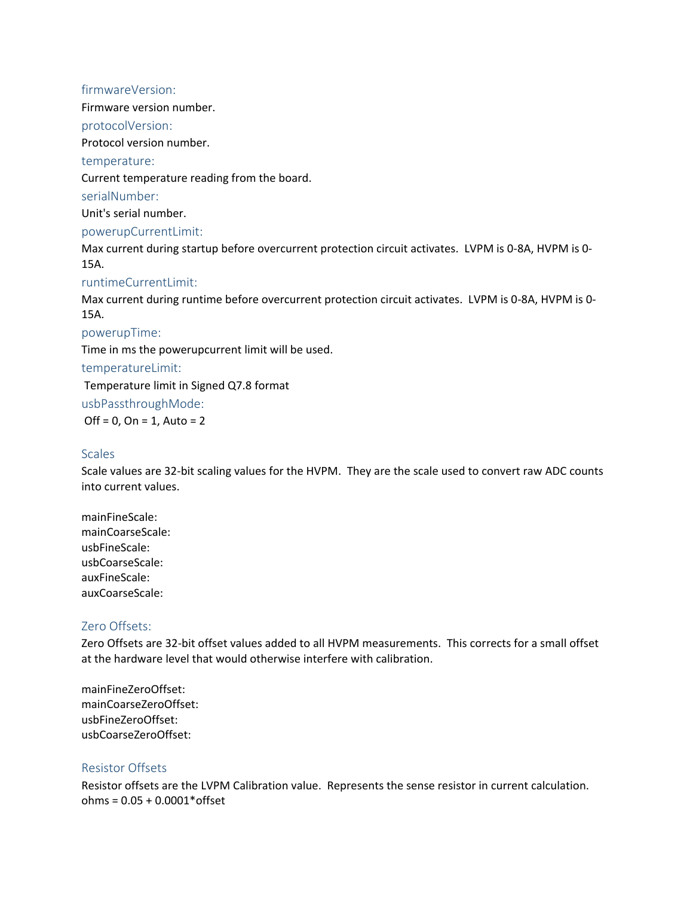### firmwareVersion:

Firmware version number.

### protocolVersion:

Protocol version number.

### temperature:

Current temperature reading from the board.

### serialNumber:

Unit's serial number.

### powerupCurrentLimit:

Max current during startup before overcurrent protection circuit activates. LVPM is 0-8A, HVPM is 0-15A.

### runtimeCurrentLimit:

Max current during runtime before overcurrent protection circuit activates. LVPM is 0-8A, HVPM is 0-15A.

### powerupTime:

Time in ms the powerupcurrent limit will be used.

### temperatureLimit:

Temperature limit in Signed Q7.8 format

### usbPassthroughMode:

Off = 0, On = 1, Auto = 2

## Scales

Scale values are 32-bit scaling values for the HVPM. They are the scale used to convert raw ADC counts into current values.

mainFineScale:
mainCoarseScale:
usbFineScale:
usbCoarseScale:
auxFineScale:
auxCoarseScale:

## Zero Offsets:

Zero Offsets are 32-bit offset values added to all HVPM measurements. This corrects for a small offset at the hardware level that would otherwise interfere with calibration.

mainFineZeroOffset:
mainCoarseZeroOffset:
usbFineZeroOffset:
usbCoarseZeroOffset:

## Resistor Offsets

Resistor offsets are the LVPM Calibration value. Represents the sense resistor in current calculation.
ohms = 0.05 + 0.0001*offset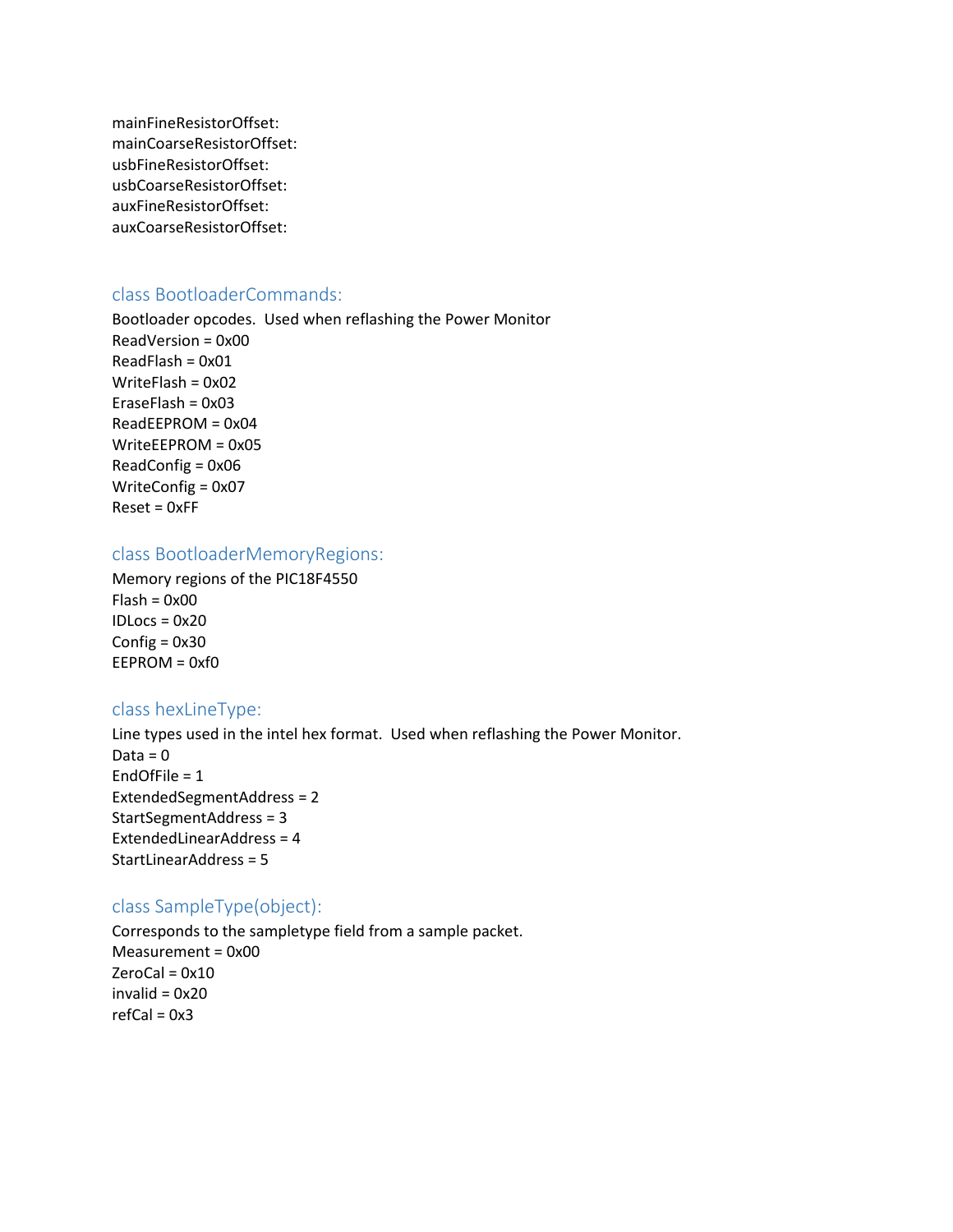mainFineResistorOffset:
mainCoarseResistorOffset:
usbFineResistorOffset:
usbCoarseResistorOffset:
auxFineResistorOffset:
auxCoarseResistorOffset:

### class BootloaderCommands:

Bootloader opcodes. Used when reflashing the Power Monitor
ReadVersion = 0x00
ReadFlash = 0x01
WriteFlash = 0x02
EraseFlash = 0x03
ReadEEPROM = 0x04
WriteEEPROM = 0x05
ReadConfig = 0x06
WriteConfig = 0x07
Reset = 0xFF

### class BootloaderMemoryRegions:

Memory regions of the PIC18F4550
Flash = 0x00
IDLocs = 0x20
Config = 0x30
EEPROM = 0xf0

### class hexLineType:

Line types used in the intel hex format. Used when reflashing the Power Monitor.
Data = 0
EndOfFile = 1
ExtendedSegmentAddress = 2
StartSegmentAddress = 3
ExtendedLinearAddress = 4
StartLinearAddress = 5

### class SampleType(object):

Corresponds to the sampletype field from a sample packet.
Measurement = 0x00
ZeroCal = 0x10
invalid = 0x20
refCal = 0x3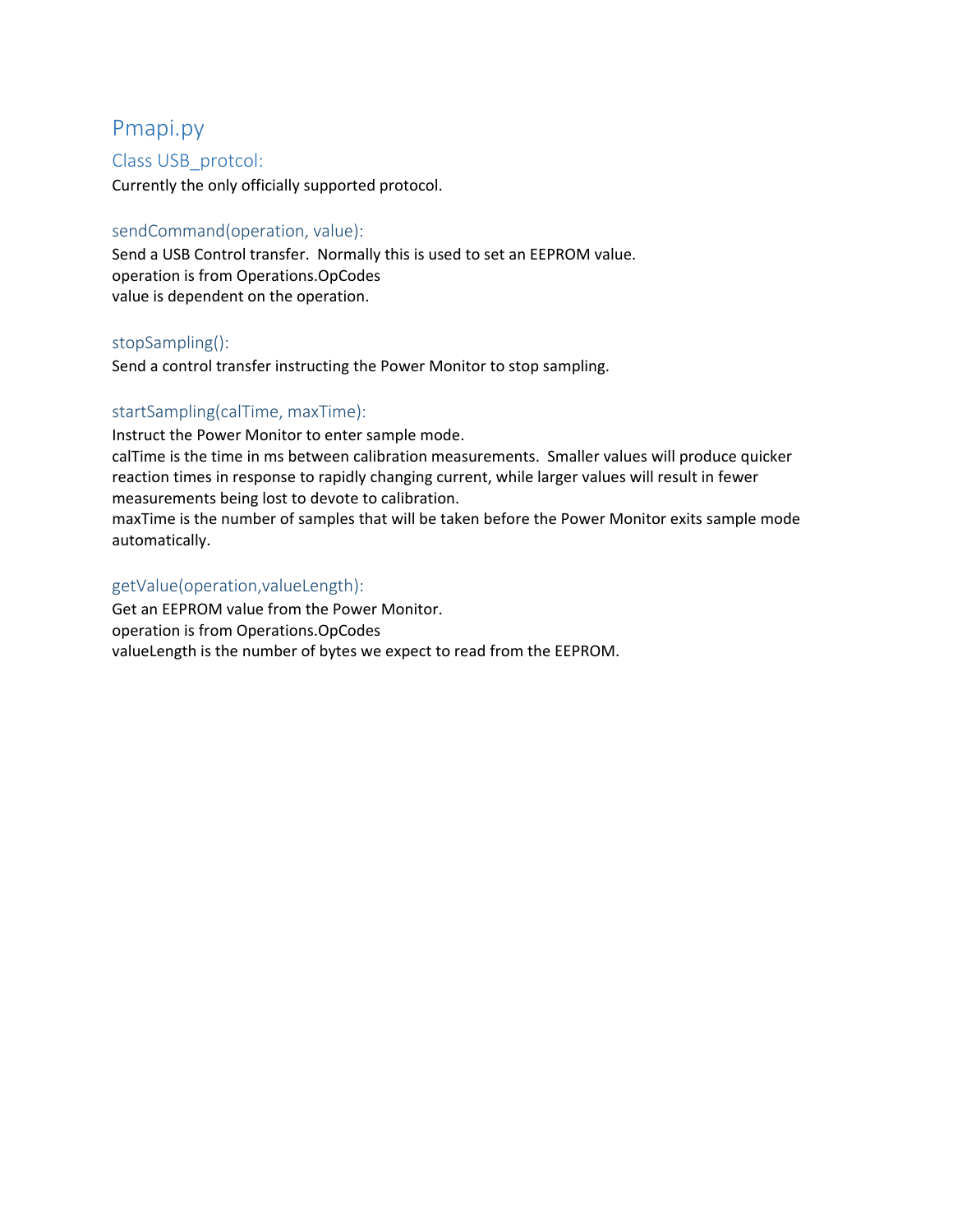# Pmapi.py

## Class USB_protcol:

Currently the only officially supported protocol.

### sendCommand(operation, value):

Send a USB Control transfer. Normally this is used to set an EEPROM value.
operation is from Operations.OpCodes
value is dependent on the operation.

### stopSampling():

Send a control transfer instructing the Power Monitor to stop sampling.

### startSampling(calTime, maxTime):

Instruct the Power Monitor to enter sample mode.
calTime is the time in ms between calibration measurements. Smaller values will produce quicker reaction times in response to rapidly changing current, while larger values will result in fewer measurements being lost to devote to calibration.
maxTime is the number of samples that will be taken before the Power Monitor exits sample mode automatically.

### getValue(operation,valueLength):

Get an EEPROM value from the Power Monitor.
operation is from Operations.OpCodes
valueLength is the number of bytes we expect to read from the EEPROM.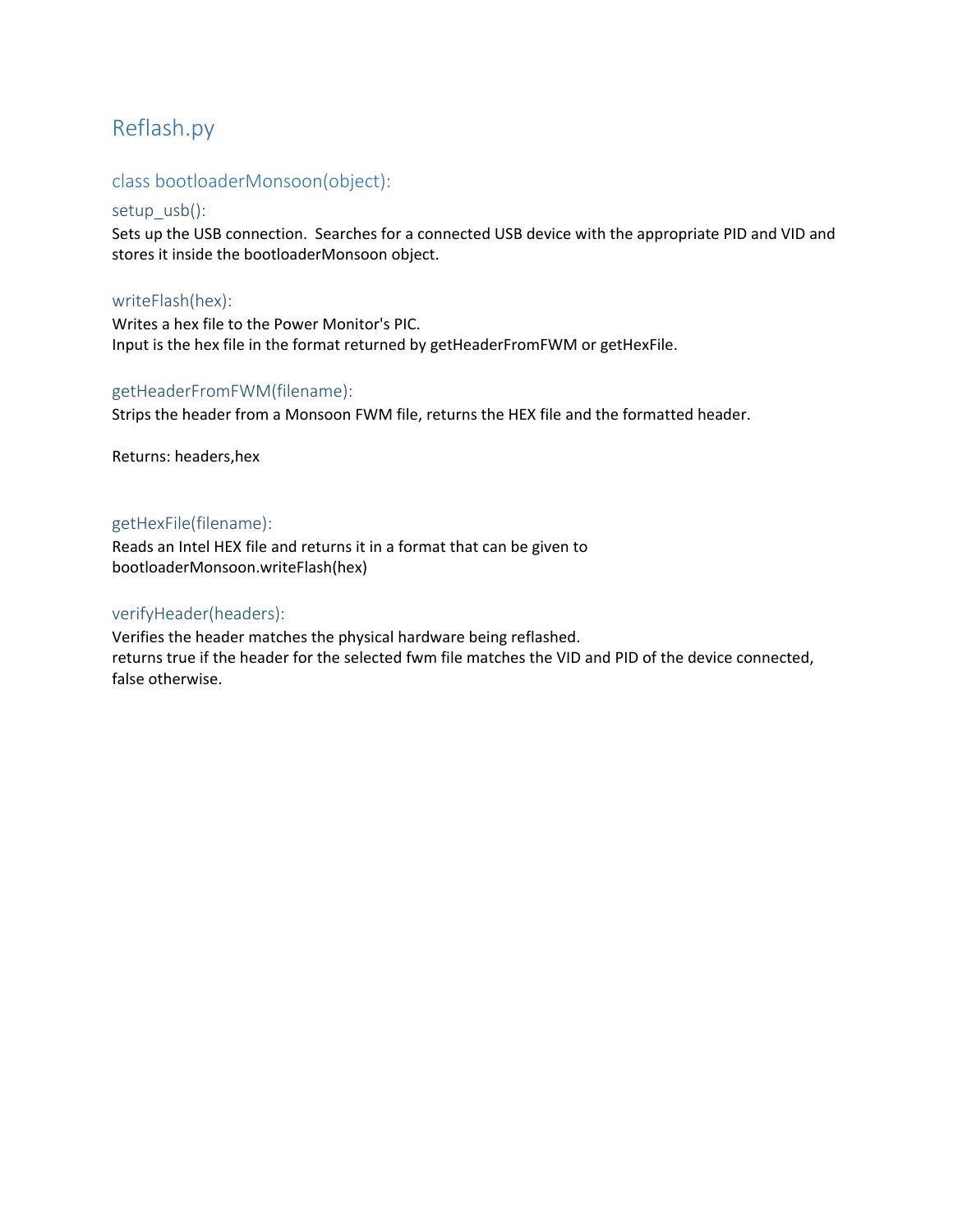# Reflash.py

## class bootloaderMonsoon(object):

### setup_usb():

Sets up the USB connection.  Searches for a connected USB device with the appropriate PID and VID and stores it inside the bootloaderMonsoon object.

### writeFlash(hex):

Writes a hex file to the Power Monitor's PIC.
Input is the hex file in the format returned by getHeaderFromFWM or getHexFile.

### getHeaderFromFWM(filename):

Strips the header from a Monsoon FWM file, returns the HEX file and the formatted header.

Returns: headers,hex

### getHexFile(filename):

Reads an Intel HEX file and returns it in a format that can be given to bootloaderMonsoon.writeFlash(hex)

### verifyHeader(headers):

Verifies the header matches the physical hardware being reflashed.
returns true if the header for the selected fwm file matches the VID and PID of the device connected, false otherwise.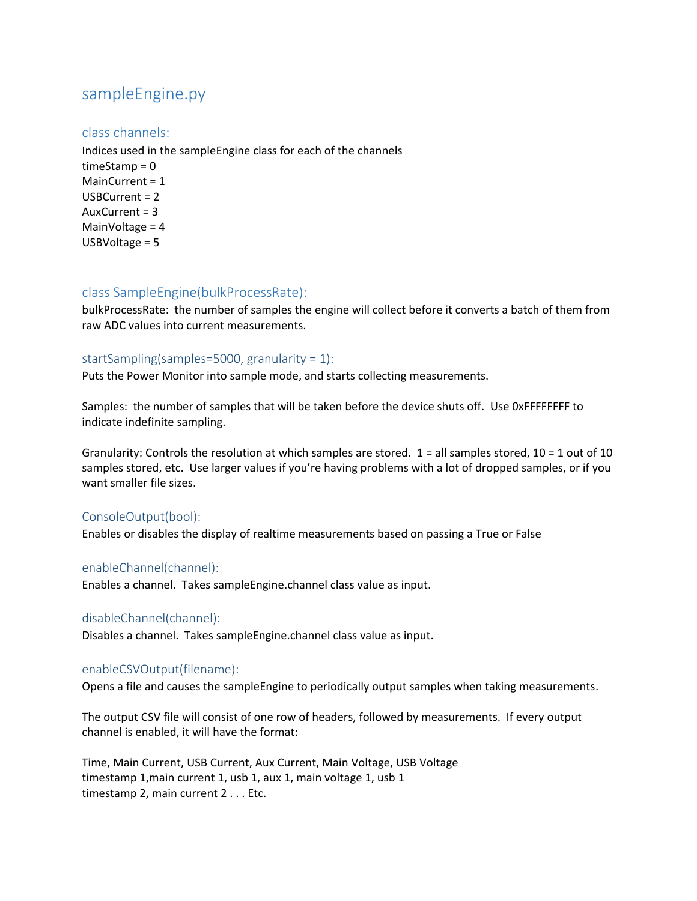# sampleEngine.py

## class channels:

Indices used in the sampleEngine class for each of the channels
timeStamp = 0
MainCurrent = 1
USBCurrent = 2
AuxCurrent = 3
MainVoltage = 4
USBVoltage = 5

## class SampleEngine(bulkProcessRate):

bulkProcessRate: the number of samples the engine will collect before it converts a batch of them from raw ADC values into current measurements.

### startSampling(samples=5000, granularity = 1):

Puts the Power Monitor into sample mode, and starts collecting measurements.

Samples: the number of samples that will be taken before the device shuts off. Use 0xFFFFFFFF to indicate indefinite sampling.

Granularity: Controls the resolution at which samples are stored. 1 = all samples stored, 10 = 1 out of 10 samples stored, etc. Use larger values if you're having problems with a lot of dropped samples, or if you want smaller file sizes.

### ConsoleOutput(bool):

Enables or disables the display of realtime measurements based on passing a True or False

### enableChannel(channel):

Enables a channel. Takes sampleEngine.channel class value as input.

### disableChannel(channel):

Disables a channel. Takes sampleEngine.channel class value as input.

### enableCSVOutput(filename):

Opens a file and causes the sampleEngine to periodically output samples when taking measurements.

The output CSV file will consist of one row of headers, followed by measurements. If every output channel is enabled, it will have the format:

Time, Main Current, USB Current, Aux Current, Main Voltage, USB Voltage
timestamp 1,main current 1, usb 1, aux 1, main voltage 1, usb 1
timestamp 2, main current 2 . . . Etc.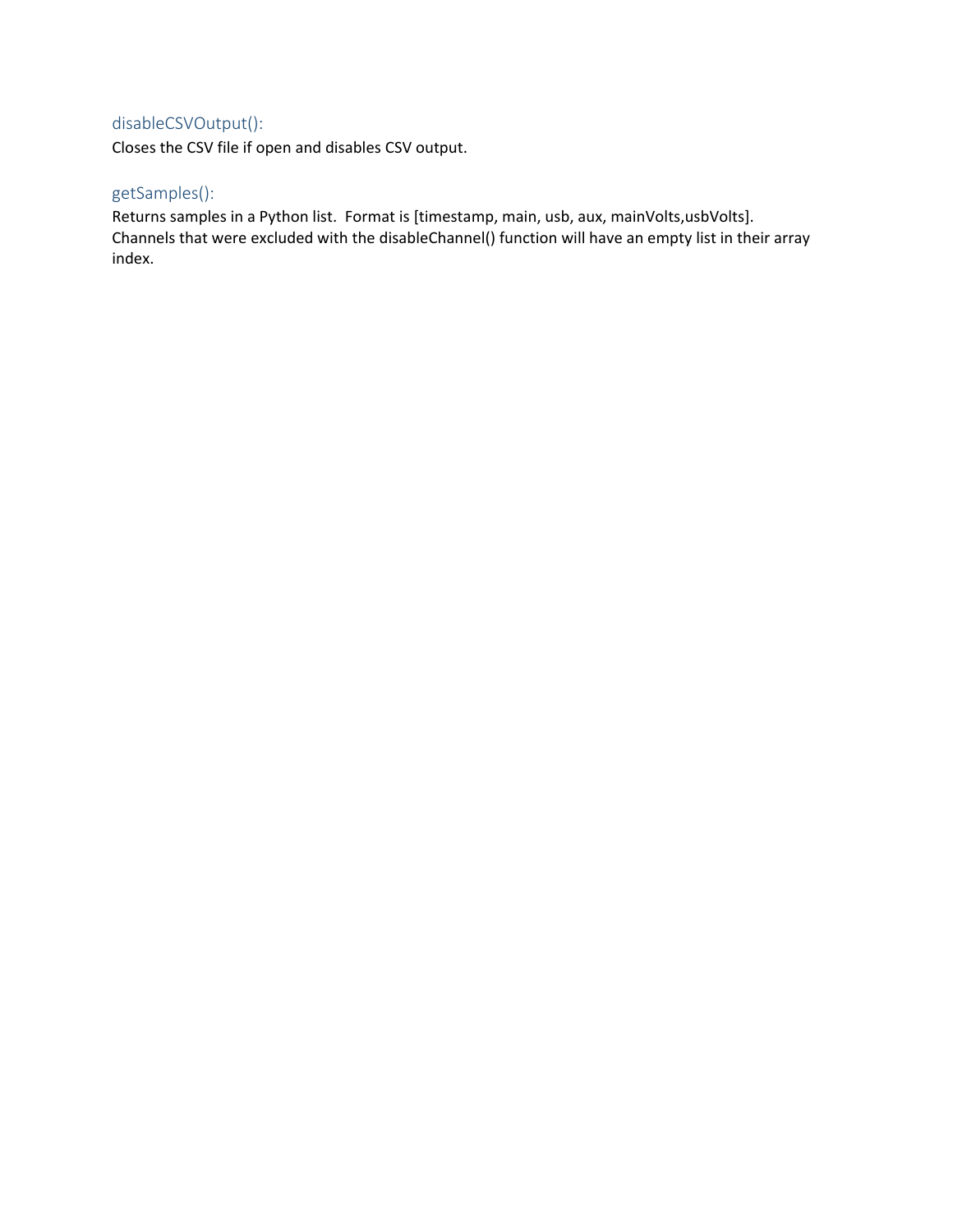### disableCSVOutput():

Closes the CSV file if open and disables CSV output.

### getSamples():

Returns samples in a Python list.  Format is [timestamp, main, usb, aux, mainVolts,usbVolts]. Channels that were excluded with the disableChannel() function will have an empty list in their array index.